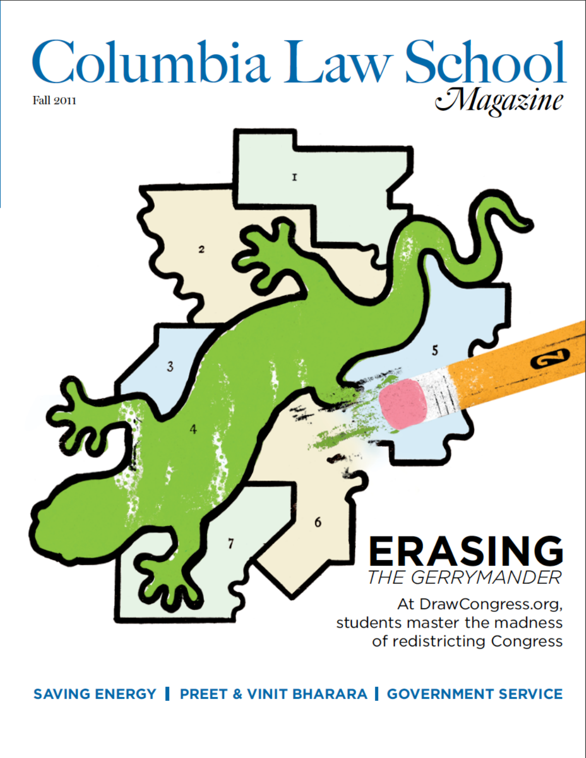# Columbia Law School *Magazine*

Fall 2011

## ERASING
### *THE GERRYMANDER*

At DrawCongress.org, students master the madness of redistricting Congress

**SAVING ENERGY | PREET & VINIT BHARARA | GOVERNMENT SERVICE**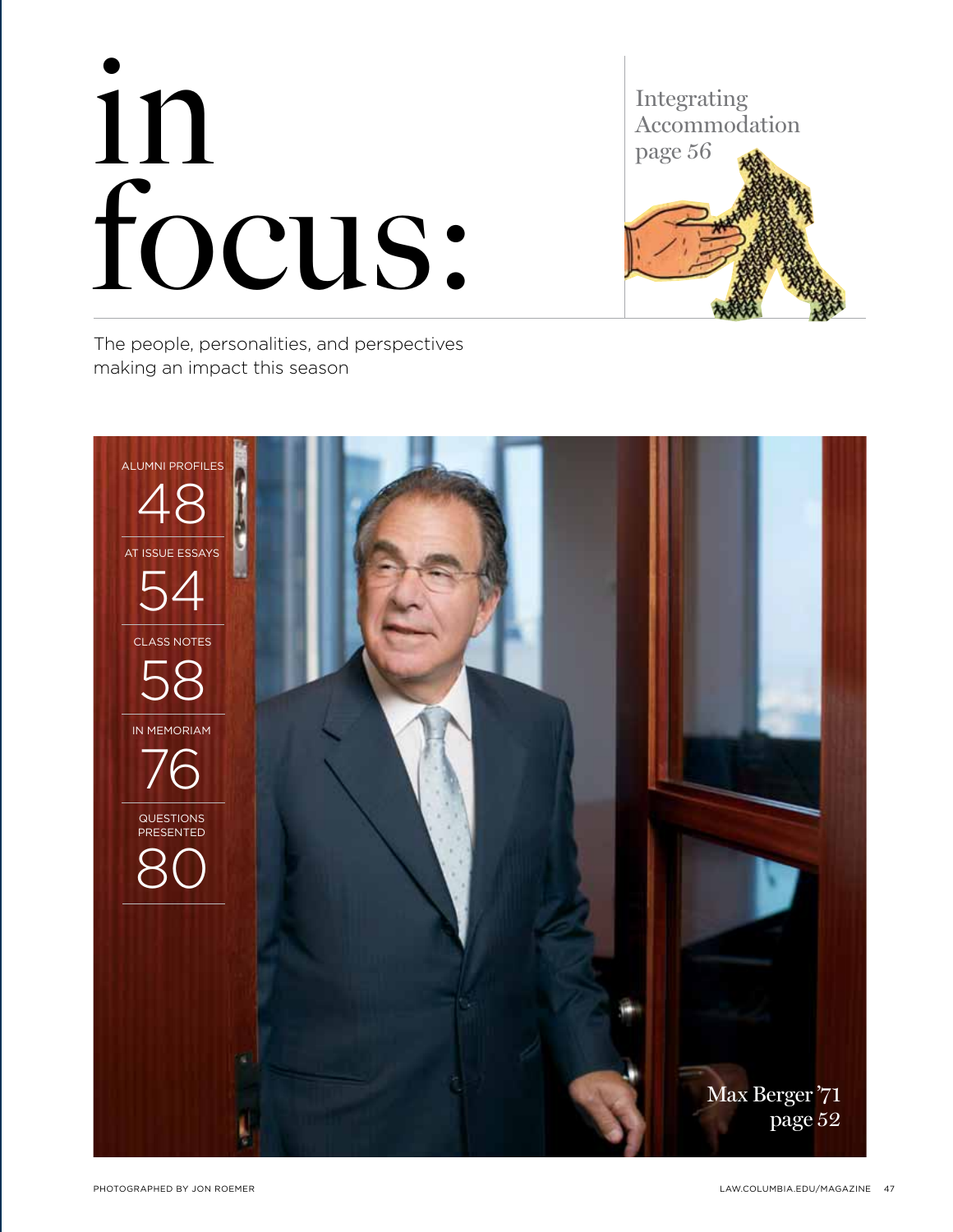# in focus:

The people, personalities, and perspectives making an impact this season

Integrating Accommodation page 56

ALUMNI PROFILES 48

AT ISSUE ESSAYS 54

CLASS NOTES 58

IN MEMORIAM 76

QUESTIONS PRESENTED 80

Max Berger '71 page 52

PHOTOGRAPHED BY JON ROEMER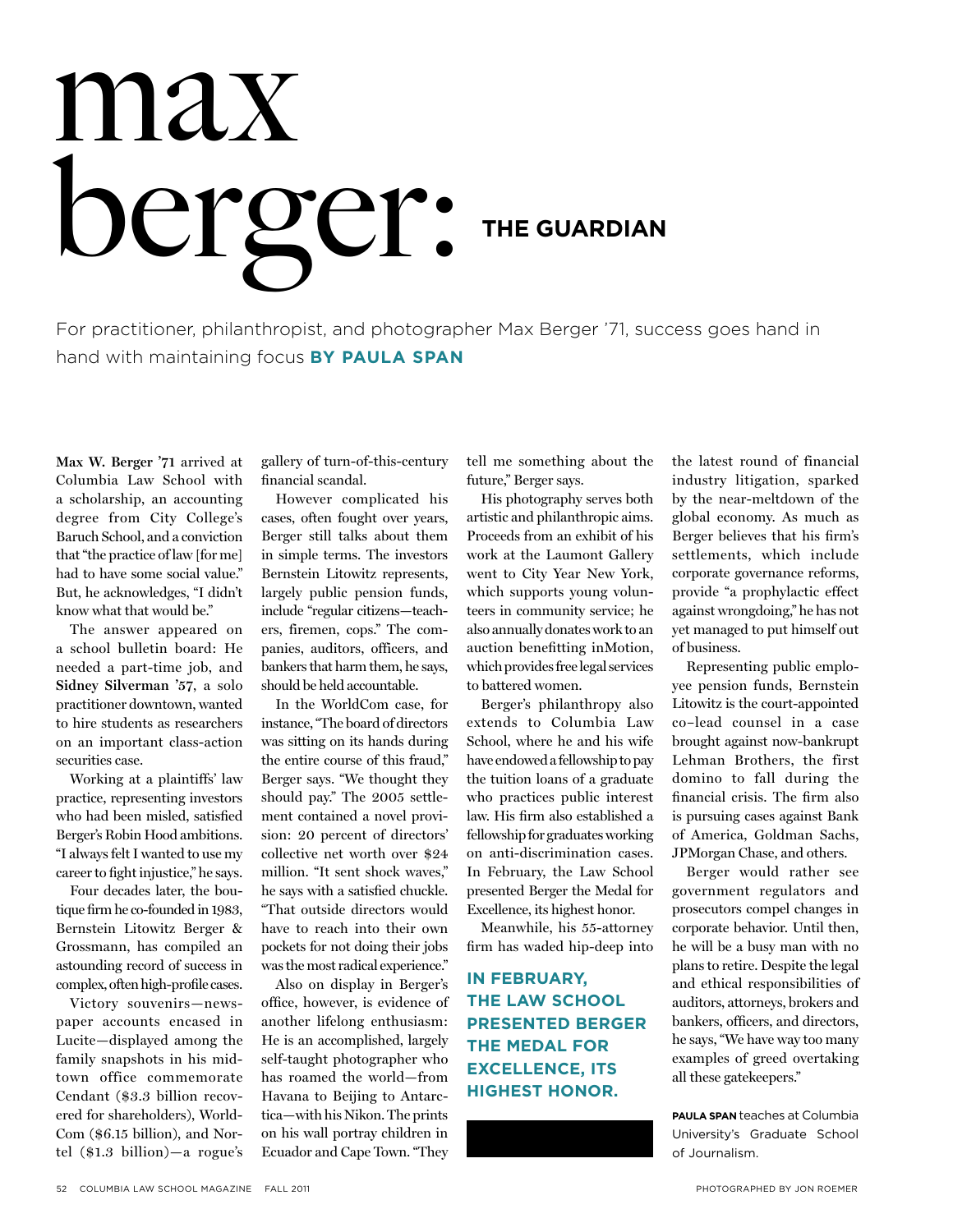# max berger: THE GUARDIAN

For practitioner, philanthropist, and photographer Max Berger '71, success goes hand in hand with maintaining focus **BY PAULA SPAN**

**Max W. Berger '71** arrived at Columbia Law School with a scholarship, an accounting degree from City College's Baruch School, and a conviction that "the practice of law [for me] had to have some social value." But, he acknowledges, "I didn't know what that would be."

The answer appeared on a school bulletin board: He needed a part-time job, and **Sidney Silverman '57**, a solo practitioner downtown, wanted to hire students as researchers on an important class-action securities case.

Working at a plaintiffs' law practice, representing investors who had been misled, satisfied Berger's Robin Hood ambitions. "I always felt I wanted to use my career to fight injustice," he says.

Four decades later, the boutique firm he co-founded in 1983, Bernstein Litowitz Berger & Grossmann, has compiled an astounding record of success in complex, often high-profile cases.

Victory souvenirs—newspaper accounts encased in Lucite—displayed among the family snapshots in his midtown office commemorate Cendant ($3.3 billion recovered for shareholders), WorldCom ($6.15 billion), and Nortel ($1.3 billion)—a rogue's gallery of turn-of-this-century financial scandal.

However complicated his cases, often fought over years, Berger still talks about them in simple terms. The investors Bernstein Litowitz represents, largely public pension funds, include "regular citizens—teachers, firemen, cops." The companies, auditors, officers, and bankers that harm them, he says, should be held accountable.

In the WorldCom case, for instance, "The board of directors was sitting on its hands during the entire course of this fraud," Berger says. "We thought they should pay." The 2005 settlement contained a novel provision: 20 percent of directors' collective net worth over $24 million. "It sent shock waves," he says with a satisfied chuckle. "That outside directors would have to reach into their own pockets for not doing their jobs was the most radical experience."

Also on display in Berger's office, however, is evidence of another lifelong enthusiasm: He is an accomplished, largely self-taught photographer who has roamed the world—from Havana to Beijing to Antarctica—with his Nikon. The prints on his wall portray children in Ecuador and Cape Town. "They tell me something about the future," Berger says.

His photography serves both artistic and philanthropic aims. Proceeds from an exhibit of his work at the Laumont Gallery went to City Year New York, which supports young volunteers in community service; he also annually donates work to an auction benefitting inMotion, which provides free legal services to battered women.

Berger's philanthropy also extends to Columbia Law School, where he and his wife have endowed a fellowship to pay the tuition loans of a graduate who practices public interest law. His firm also established a fellowship for graduates working on anti-discrimination cases. In February, the Law School presented Berger the Medal for Excellence, its highest honor.

Meanwhile, his 55-attorney firm has waded hip-deep into the latest round of financial industry litigation, sparked by the near-meltdown of the global economy. As much as Berger believes that his firm's settlements, which include corporate governance reforms, provide "a prophylactic effect against wrongdoing," he has not yet managed to put himself out of business.

**IN FEBRUARY, THE LAW SCHOOL PRESENTED BERGER THE MEDAL FOR EXCELLENCE, ITS HIGHEST HONOR.**

Representing public employee pension funds, Bernstein Litowitz is the court-appointed co–lead counsel in a case brought against now-bankrupt Lehman Brothers, the first domino to fall during the financial crisis. The firm also is pursuing cases against Bank of America, Goldman Sachs, JPMorgan Chase, and others.

Berger would rather see government regulators and prosecutors compel changes in corporate behavior. Until then, he will be a busy man with no plans to retire. Despite the legal and ethical responsibilities of auditors, attorneys, brokers and bankers, officers, and directors, he says, "We have way too many examples of greed overtaking all these gatekeepers."

**PAULA SPAN** teaches at Columbia University's Graduate School of Journalism.

PHOTOGRAPHED BY JON ROEMER